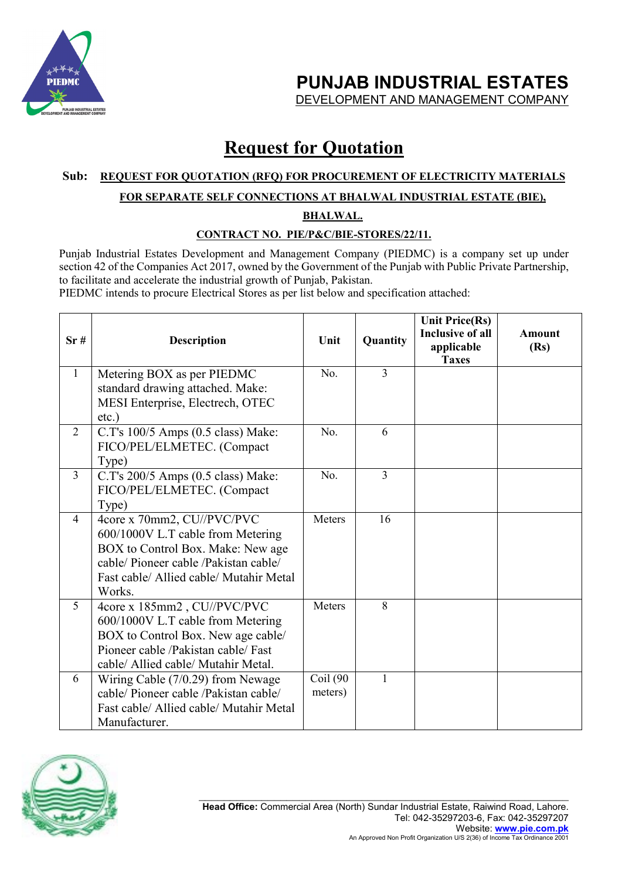# PUNJAB INDUSTRIAL ESTATES
DEVELOPMENT AND MANAGEMENT COMPANY

## Request for Quotation

**Sub: REQUEST FOR QUOTATION (RFQ) FOR PROCUREMENT OF ELECTRICITY MATERIALS FOR SEPARATE SELF CONNECTIONS AT BHALWAL INDUSTRIAL ESTATE (BIE), BHALWAL.**

**CONTRACT NO. PIE/P&C/BIE-STORES/22/11.**

Punjab Industrial Estates Development and Management Company (PIEDMC) is a company set up under section 42 of the Companies Act 2017, owned by the Government of the Punjab with Public Private Partnership, to facilitate and accelerate the industrial growth of Punjab, Pakistan.
PIEDMC intends to procure Electrical Stores as per list below and specification attached:

| Sr # | Description | Unit | Quantity | Unit Price(Rs) Inclusive of all applicable Taxes | Amount (Rs) |
|---|---|---|---|---|---|
| 1 | Metering BOX as per PIEDMC standard drawing attached. Make: MESI Enterprise, Electrech, OTEC etc.) | No. | 3 | | |
| 2 | C.T's 100/5 Amps (0.5 class) Make: FICO/PEL/ELMETEC. (Compact Type) | No. | 6 | | |
| 3 | C.T's 200/5 Amps (0.5 class) Make: FICO/PEL/ELMETEC. (Compact Type) | No. | 3 | | |
| 4 | 4core x 70mm2, CU//PVC/PVC 600/1000V L.T cable from Metering BOX to Control Box. Make: New age cable/ Pioneer cable /Pakistan cable/ Fast cable/ Allied cable/ Mutahir Metal Works. | Meters | 16 | | |
| 5 | 4core x 185mm2 , CU//PVC/PVC 600/1000V L.T cable from Metering BOX to Control Box. New age cable/ Pioneer cable /Pakistan cable/ Fast cable/ Allied cable/ Mutahir Metal. | Meters | 8 | | |
| 6 | Wiring Cable (7/0.29) from Newage cable/ Pioneer cable /Pakistan cable/ Fast cable/ Allied cable/ Mutahir Metal Manufacturer. | Coil (90 meters) | 1 | | |

**Head Office:** Commercial Area (North) Sundar Industrial Estate, Raiwind Road, Lahore.
Tel: 042-35297203-6, Fax: 042-35297207
Website: www.pie.com.pk
An Approved Non Profit Organization U/S 2(36) of Income Tax Ordinance 2001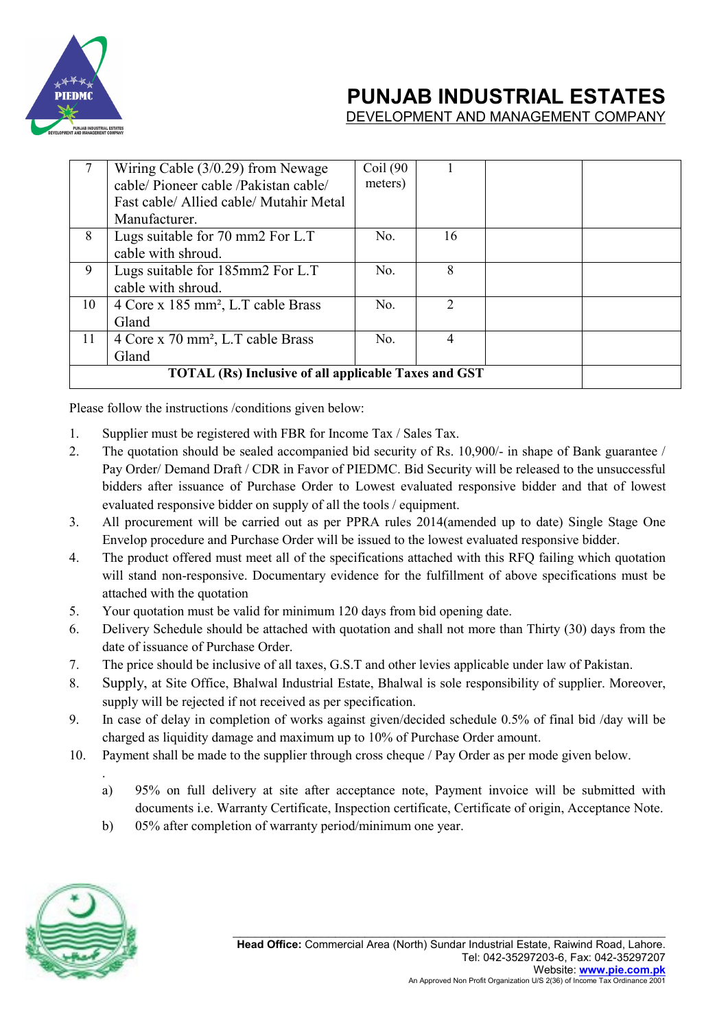# PUNJAB INDUSTRIAL ESTATES

DEVELOPMENT AND MANAGEMENT COMPANY

| | | | | | |
|---|---|---|---|---|---|
| 7 | Wiring Cable (3/0.29) from Newage cable/ Pioneer cable /Pakistan cable/ Fast cable/ Allied cable/ Mutahir Metal Manufacturer. | Coil (90 meters) | 1 | | |
| 8 | Lugs suitable for 70 mm2 For L.T cable with shroud. | No. | 16 | | |
| 9 | Lugs suitable for 185mm2 For L.T cable with shroud. | No. | 8 | | |
| 10 | 4 Core x 185 mm², L.T cable Brass Gland | No. | 2 | | |
| 11 | 4 Core x 70 mm², L.T cable Brass Gland | No. | 4 | | |
| **TOTAL (Rs) Inclusive of all applicable Taxes and GST** | | | | | |

Please follow the instructions /conditions given below:

1. Supplier must be registered with FBR for Income Tax / Sales Tax.
2. The quotation should be sealed accompanied bid security of Rs. 10,900/- in shape of Bank guarantee / Pay Order/ Demand Draft / CDR in Favor of PIEDMC. Bid Security will be released to the unsuccessful bidders after issuance of Purchase Order to Lowest evaluated responsive bidder and that of lowest evaluated responsive bidder on supply of all the tools / equipment.
3. All procurement will be carried out as per PPRA rules 2014(amended up to date) Single Stage One Envelop procedure and Purchase Order will be issued to the lowest evaluated responsive bidder.
4. The product offered must meet all of the specifications attached with this RFQ failing which quotation will stand non-responsive. Documentary evidence for the fulfillment of above specifications must be attached with the quotation
5. Your quotation must be valid for minimum 120 days from bid opening date.
6. Delivery Schedule should be attached with quotation and shall not more than Thirty (30) days from the date of issuance of Purchase Order.
7. The price should be inclusive of all taxes, G.S.T and other levies applicable under law of Pakistan.
8. Supply, at Site Office, Bhalwal Industrial Estate, Bhalwal is sole responsibility of supplier. Moreover, supply will be rejected if not received as per specification.
9. In case of delay in completion of works against given/decided schedule 0.5% of final bid /day will be charged as liquidity damage and maximum up to 10% of Purchase Order amount.
10. Payment shall be made to the supplier through cross cheque / Pay Order as per mode given below.
    a) 95% on full delivery at site after acceptance note, Payment invoice will be submitted with documents i.e. Warranty Certificate, Inspection certificate, Certificate of origin, Acceptance Note.
    b) 05% after completion of warranty period/minimum one year.

**Head Office:** Commercial Area (North) Sundar Industrial Estate, Raiwind Road, Lahore.
Tel: 042-35297203-6, Fax: 042-35297207
Website: www.pie.com.pk
An Approved Non Profit Organization U/S 2(36) of Income Tax Ordinance 2001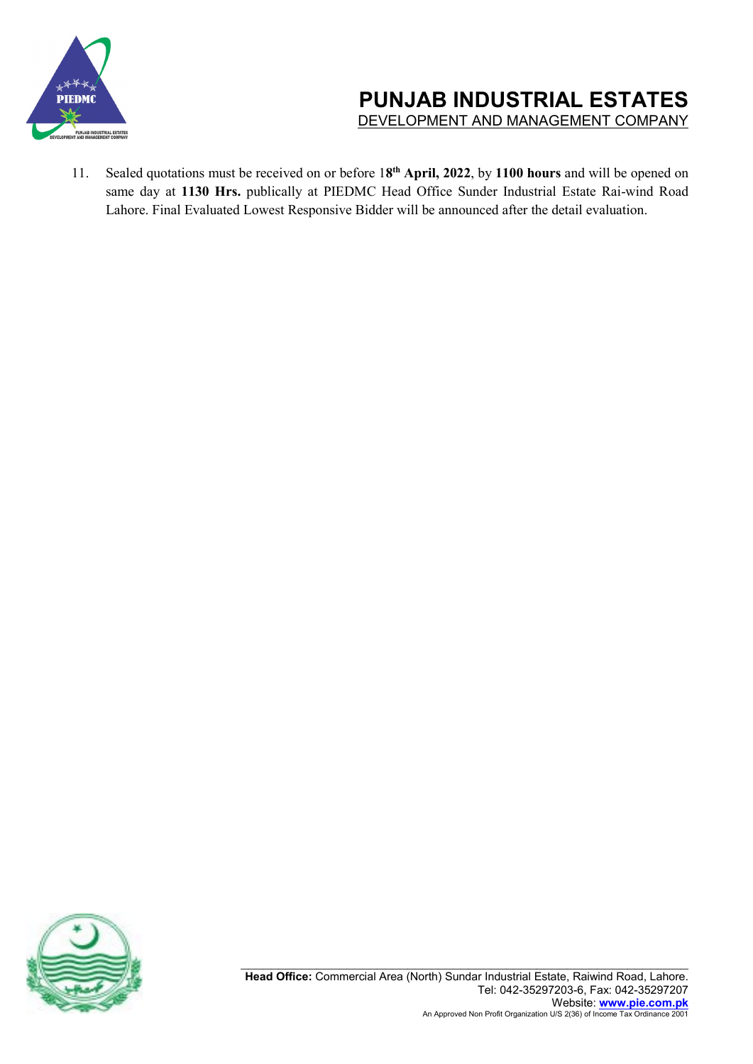11. Sealed quotations must be received on or before 18th **April, 2022**, by **1100 hours** and will be opened on same day at **1130 Hrs.** publically at PIEDMC Head Office Sunder Industrial Estate Rai-wind Road Lahore. Final Evaluated Lowest Responsive Bidder will be announced after the detail evaluation.